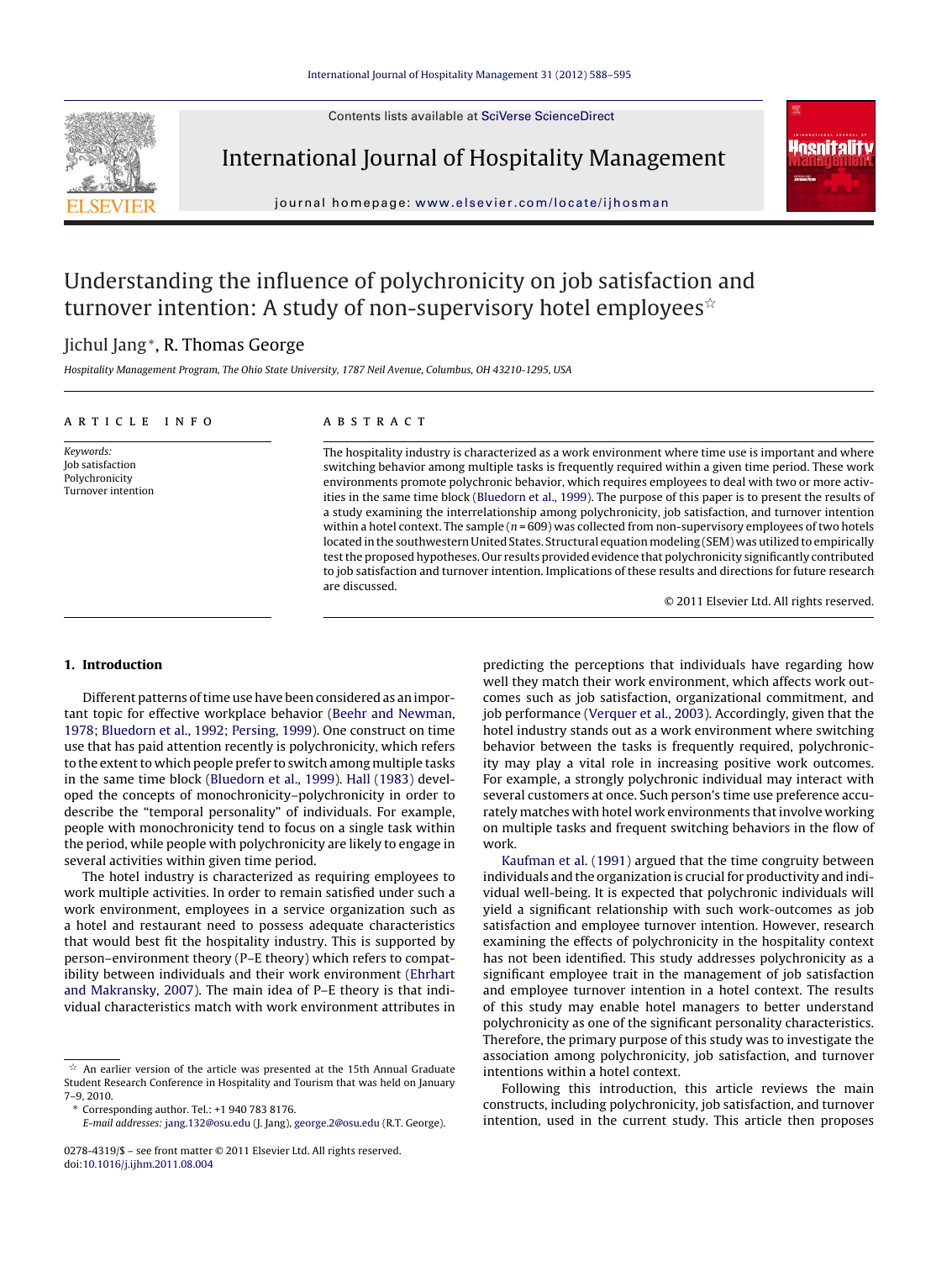# Understanding the influence of polychronicity on job satisfaction and turnover intention: A study of non-supervisory hotel employees ☆

Jichul Jang *, R. Thomas George

*Hospitality Management Program, The Ohio State University, 1787 Neil Avenue, Columbus, OH 43210-1295, USA*

## ARTICLE INFO

*Keywords:*
Job satisfaction
Polychronicity
Turnover intention

## ABSTRACT

The hospitality industry is characterized as a work environment where time use is important and where switching behavior among multiple tasks is frequently required within a given time period. These work environments promote polychronic behavior, which requires employees to deal with two or more activities in the same time block (Bluedorn et al., 1999). The purpose of this paper is to present the results of a study examining the interrelationship among polychronicity, job satisfaction, and turnover intention within a hotel context. The sample ($n = 609$) was collected from non-supervisory employees of two hotels located in the southwestern United States. Structural equation modeling (SEM) was utilized to empirically test the proposed hypotheses. Our results provided evidence that polychronicity significantly contributed to job satisfaction and turnover intention. Implications of these results and directions for future research are discussed.

© 2011 Elsevier Ltd. All rights reserved.

## 1. Introduction

Different patterns of time use have been considered as an important topic for effective workplace behavior (Beehr and Newman, 1978; Bluedorn et al., 1992; Persing, 1999). One construct on time use that has paid attention recently is polychronicity, which refers to the extent to which people prefer to switch among multiple tasks in the same time block (Bluedorn et al., 1999). Hall (1983) developed the concepts of monochronicity–polychronicity in order to describe the "temporal personality" of individuals. For example, people with monochronicity tend to focus on a single task within the period, while people with polychronicity are likely to engage in several activities within given time period.

The hotel industry is characterized as requiring employees to work multiple activities. In order to remain satisfied under such a work environment, employees in a service organization such as a hotel and restaurant need to possess adequate characteristics that would best fit the hospitality industry. This is supported by person–environment theory (P–E theory) which refers to compatibility between individuals and their work environment (Ehrhart and Makransky, 2007). The main idea of P–E theory is that individual characteristics match with work environment attributes in predicting the perceptions that individuals have regarding how well they match their work environment, which affects work outcomes such as job satisfaction, organizational commitment, and job performance (Verquer et al., 2003). Accordingly, given that the hotel industry stands out as a work environment where switching behavior between the tasks is frequently required, polychronicity may play a vital role in increasing positive work outcomes. For example, a strongly polychronic individual may interact with several customers at once. Such person's time use preference accurately matches with hotel work environments that involve working on multiple tasks and frequent switching behaviors in the flow of work.

Kaufman et al. (1991) argued that the time congruity between individuals and the organization is crucial for productivity and individual well-being. It is expected that polychronic individuals will yield a significant relationship with such work-outcomes as job satisfaction and employee turnover intention. However, research examining the effects of polychronicity in the hospitality context has not been identified. This study addresses polychronicity as a significant employee trait in the management of job satisfaction and employee turnover intention in a hotel context. The results of this study may enable hotel managers to better understand polychronicity as one of the significant personality characteristics. Therefore, the primary purpose of this study was to investigate the association among polychronicity, job satisfaction, and turnover intentions within a hotel context.

Following this introduction, this article reviews the main constructs, including polychronicity, job satisfaction, and turnover intention, used in the current study. This article then proposes

---

☆ An earlier version of the article was presented at the 15th Annual Graduate Student Research Conference in Hospitality and Tourism that was held on January 7–9, 2010.

\* Corresponding author. Tel.: +1 940 783 8176.
*E-mail addresses:* jang.132@osu.edu (J. Jang), george.2@osu.edu (R.T. George).

0278-4319/$ – see front matter © 2011 Elsevier Ltd. All rights reserved.
doi:10.1016/j.ijhm.2011.08.004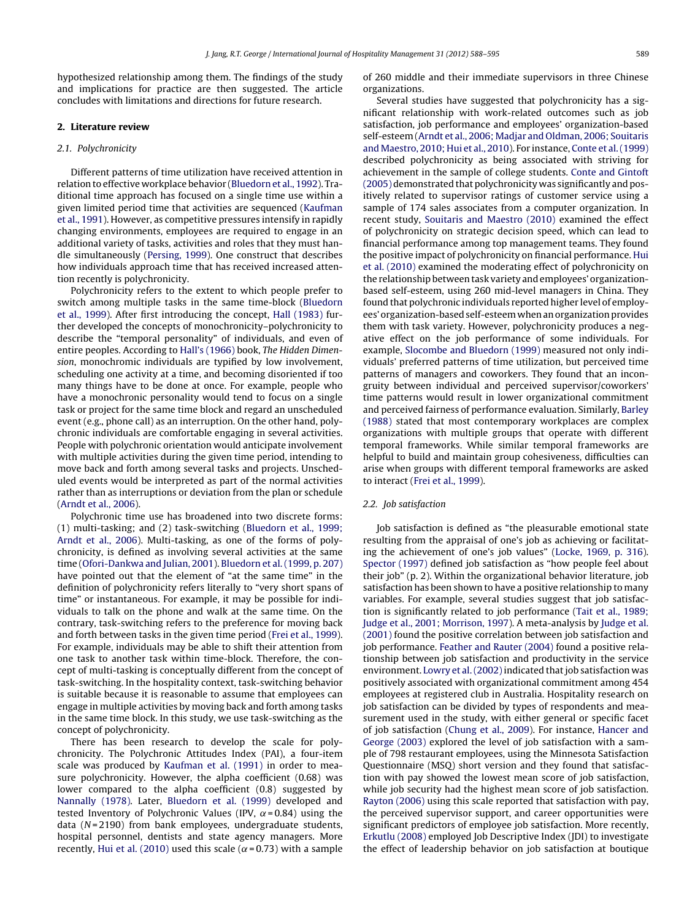hypothesized relationship among them. The findings of the study and implications for practice are then suggested. The article concludes with limitations and directions for future research.

## 2. Literature review

### 2.1. Polychronicity

Different patterns of time utilization have received attention in relation to effective workplace behavior (Bluedorn et al., 1992). Traditional time approach has focused on a single time use within a given limited period time that activities are sequenced (Kaufman et al., 1991). However, as competitive pressures intensify in rapidly changing environments, employees are required to engage in an additional variety of tasks, activities and roles that they must handle simultaneously (Persing, 1999). One construct that describes how individuals approach time that has received increased attention recently is polychronicity.

Polychronicity refers to the extent to which people prefer to switch among multiple tasks in the same time-block (Bluedorn et al., 1999). After first introducing the concept, Hall (1983) further developed the concepts of monochronicity–polychronicity to describe the "temporal personality" of individuals, and even of entire peoples. According to Hall's (1966) book, *The Hidden Dimension*, monochromic individuals are typified by low involvement, scheduling one activity at a time, and becoming disoriented if too many things have to be done at once. For example, people who have a monochronic personality would tend to focus on a single task or project for the same time block and regard an unscheduled event (e.g., phone call) as an interruption. On the other hand, polychronic individuals are comfortable engaging in several activities. People with polychronic orientation would anticipate involvement with multiple activities during the given time period, intending to move back and forth among several tasks and projects. Unscheduled events would be interpreted as part of the normal activities rather than as interruptions or deviation from the plan or schedule (Arndt et al., 2006).

Polychronic time use has broadened into two discrete forms: (1) multi-tasking; and (2) task-switching (Bluedorn et al., 1999; Arndt et al., 2006). Multi-tasking, as one of the forms of polychronicity, is defined as involving several activities at the same time (Ofori-Dankwa and Julian, 2001). Bluedorn et al. (1999, p. 207) have pointed out that the element of "at the same time" in the definition of polychronicity refers literally to "very short spans of time" or instantaneous. For example, it may be possible for individuals to talk on the phone and walk at the same time. On the contrary, task-switching refers to the preference for moving back and forth between tasks in the given time period (Frei et al., 1999). For example, individuals may be able to shift their attention from one task to another task within time-block. Therefore, the concept of multi-tasking is conceptually different from the concept of task-switching. In the hospitality context, task-switching behavior is suitable because it is reasonable to assume that employees can engage in multiple activities by moving back and forth among tasks in the same time block. In this study, we use task-switching as the concept of polychronicity.

There has been research to develop the scale for polychronicity. The Polychronic Attitudes Index (PAI), a four-item scale was produced by Kaufman et al. (1991) in order to measure polychronicity. However, the alpha coefficient (0.68) was lower compared to the alpha coefficient (0.8) suggested by Nannally (1978). Later, Bluedorn et al. (1999) developed and tested Inventory of Polychronic Values (IPV, $\alpha = 0.84$) using the data ($N = 2190$) from bank employees, undergraduate students, hospital personnel, dentists and state agency managers. More recently, Hui et al. (2010) used this scale ($\alpha = 0.73$) with a sample of 260 middle and their immediate supervisors in three Chinese organizations.

Several studies have suggested that polychronicity has a significant relationship with work-related outcomes such as job satisfaction, job performance and employees' organization-based self-esteem (Arndt et al., 2006; Madjar and Oldman, 2006; Souitaris and Maestro, 2010; Hui et al., 2010). For instance, Conte et al. (1999) described polychronicity as being associated with striving for achievement in the sample of college students. Conte and Gintoft (2005) demonstrated that polychronicity was significantly and positively related to supervisor ratings of customer service using a sample of 174 sales associates from a computer organization. In recent study, Souitaris and Maestro (2010) examined the effect of polychronicity on strategic decision speed, which can lead to financial performance among top management teams. They found the positive impact of polychronicity on financial performance. Hui et al. (2010) examined the moderating effect of polychronicity on the relationship between task variety and employees' organization-based self-esteem, using 260 mid-level managers in China. They found that polychronic individuals reported higher level of employees' organization-based self-esteem when an organization provides them with task variety. However, polychronicity produces a negative effect on the job performance of some individuals. For example, Slocombe and Bluedorn (1999) measured not only individuals' preferred patterns of time utilization, but perceived time patterns of managers and coworkers. They found that an incongruity between individual and perceived supervisor/coworkers' time patterns would result in lower organizational commitment and perceived fairness of performance evaluation. Similarly, Barley (1988) stated that most contemporary workplaces are complex organizations with multiple groups that operate with different temporal frameworks. While similar temporal frameworks are helpful to build and maintain group cohesiveness, difficulties can arise when groups with different temporal frameworks are asked to interact (Frei et al., 1999).

### 2.2. Job satisfaction

Job satisfaction is defined as "the pleasurable emotional state resulting from the appraisal of one's job as achieving or facilitating the achievement of one's job values" (Locke, 1969, p. 316). Spector (1997) defined job satisfaction as "how people feel about their job" (p. 2). Within the organizational behavior literature, job satisfaction has been shown to have a positive relationship to many variables. For example, several studies suggest that job satisfaction is significantly related to job performance (Tait et al., 1989; Judge et al., 2001; Morrison, 1997). A meta-analysis by Judge et al. (2001) found the positive correlation between job satisfaction and job performance. Feather and Rauter (2004) found a positive relationship between job satisfaction and productivity in the service environment. Lowry et al. (2002) indicated that job satisfaction was positively associated with organizational commitment among 454 employees at registered club in Australia. Hospitality research on job satisfaction can be divided by types of respondents and measurement used in the study, with either general or specific facet of job satisfaction (Chung et al., 2009). For instance, Hancer and George (2003) explored the level of job satisfaction with a sample of 798 restaurant employees, using the Minnesota Satisfaction Questionnaire (MSQ) short version and they found that satisfaction with pay showed the lowest mean score of job satisfaction, while job security had the highest mean score of job satisfaction. Rayton (2006) using this scale reported that satisfaction with pay, the perceived supervisor support, and career opportunities were significant predictors of employee job satisfaction. More recently, Erkutlu (2008) employed Job Descriptive Index (JDI) to investigate the effect of leadership behavior on job satisfaction at boutique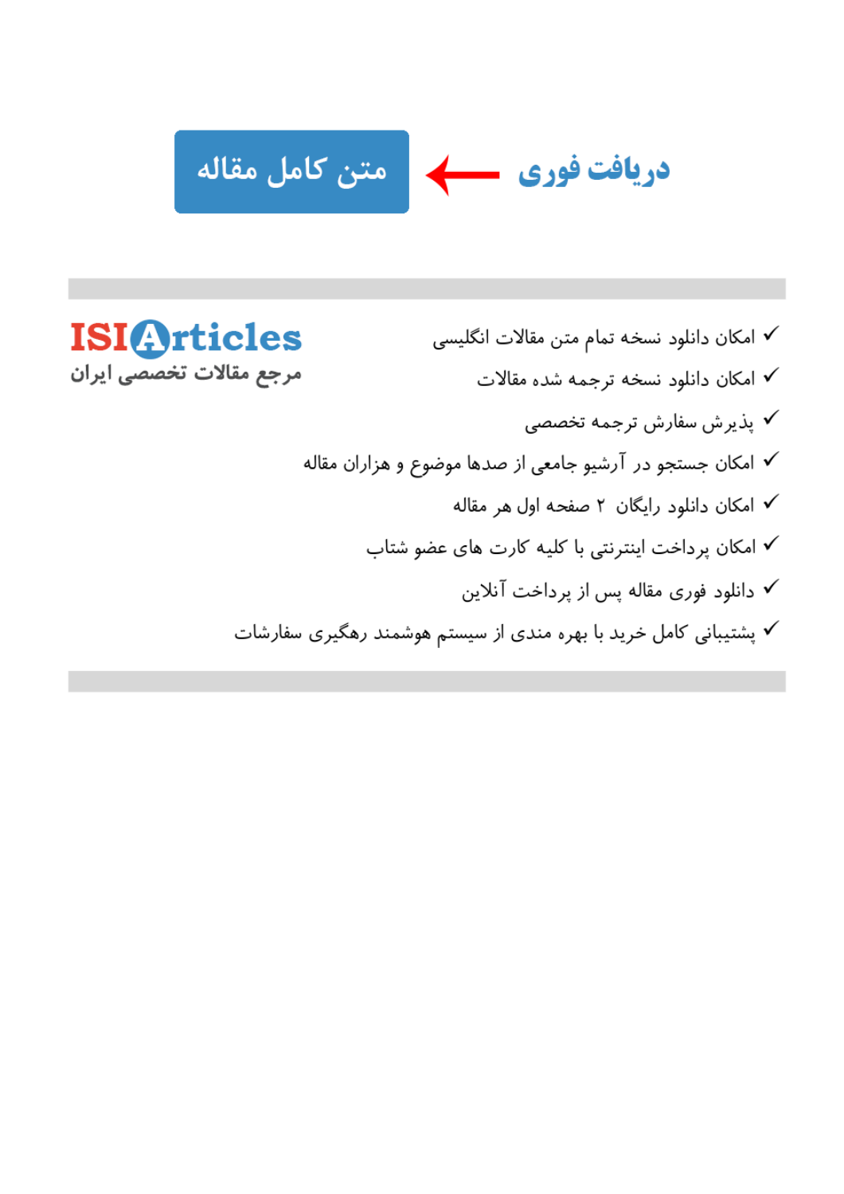دریافت فوری ← **متن کامل مقاله**

**ISIArticles**
مرجع مقالات تخصصی ایران

- ✓ امکان دانلود نسخه تمام متن مقالات انگلیسی
- ✓ امکان دانلود نسخه ترجمه شده مقالات
- ✓ پذیرش سفارش ترجمه تخصصی
- ✓ امکان جستجو در آرشیو جامعی از صدها موضوع و هزاران مقاله
- ✓ امکان دانلود رایگان ۲ صفحه اول هر مقاله
- ✓ امکان پرداخت اینترنتی با کلیه کارت های عضو شتاب
- ✓ دانلود فوری مقاله پس از پرداخت آنلاین
- ✓ پشتیبانی کامل خرید با بهره مندی از سیستم هوشمند رهگیری سفارشات